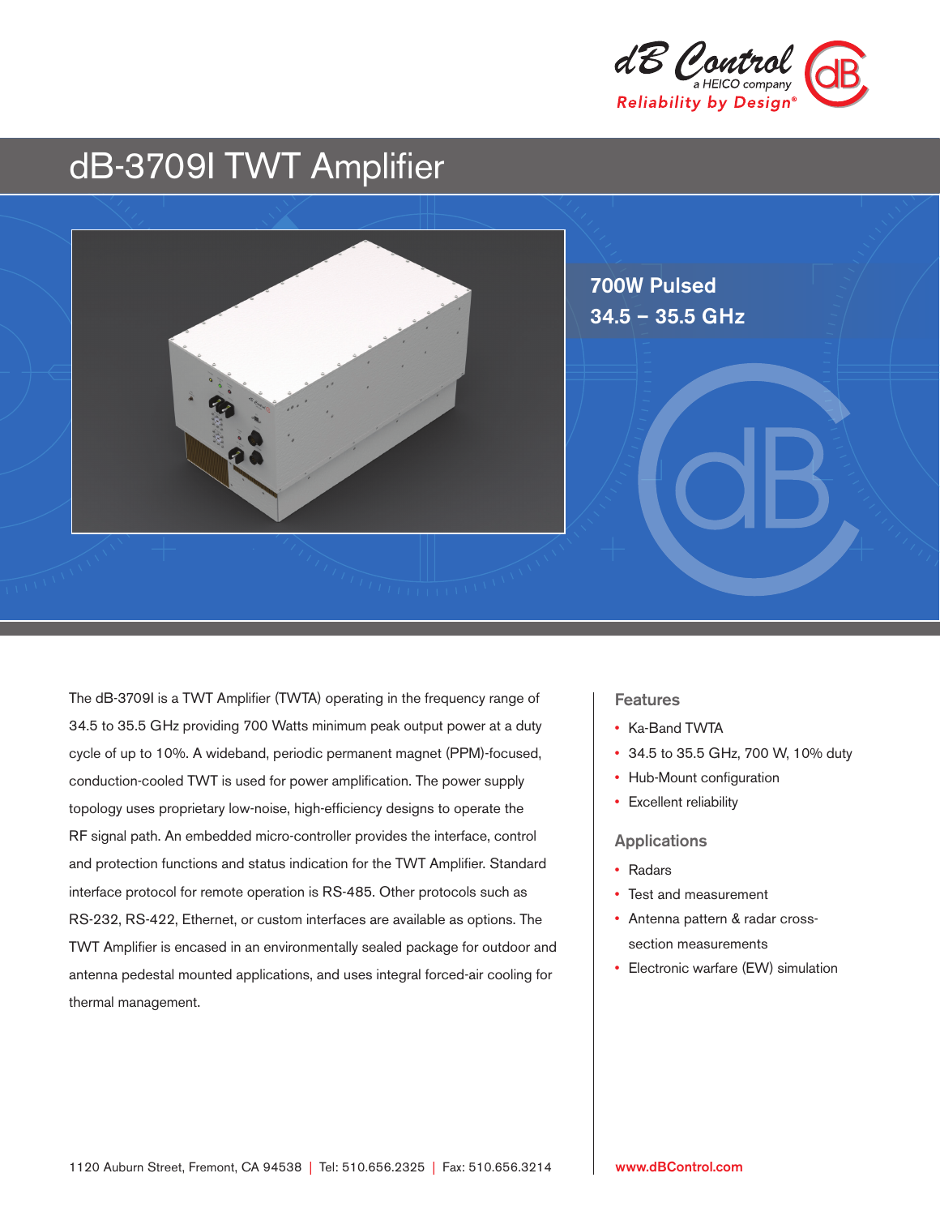dB Control
a HEICO company
Reliability by Design®

# dB-3709I TWT Amplifier

**700W Pulsed**
**34.5 – 35.5 GHz**

The dB-3709I is a TWT Amplifier (TWTA) operating in the frequency range of 34.5 to 35.5 GHz providing 700 Watts minimum peak output power at a duty cycle of up to 10%. A wideband, periodic permanent magnet (PPM)-focused, conduction-cooled TWT is used for power amplification. The power supply topology uses proprietary low-noise, high-efficiency designs to operate the RF signal path. An embedded micro-controller provides the interface, control and protection functions and status indication for the TWT Amplifier. Standard interface protocol for remote operation is RS-485. Other protocols such as RS-232, RS-422, Ethernet, or custom interfaces are available as options. The TWT Amplifier is encased in an environmentally sealed package for outdoor and antenna pedestal mounted applications, and uses integral forced-air cooling for thermal management.

## Features

- Ka-Band TWTA
- 34.5 to 35.5 GHz, 700 W, 10% duty
- Hub-Mount configuration
- Excellent reliability

## Applications

- Radars
- Test and measurement
- Antenna pattern & radar cross-section measurements
- Electronic warfare (EW) simulation

1120 Auburn Street, Fremont, CA 94538 | Tel: 510.656.2325 | Fax: 510.656.3214

www.dBControl.com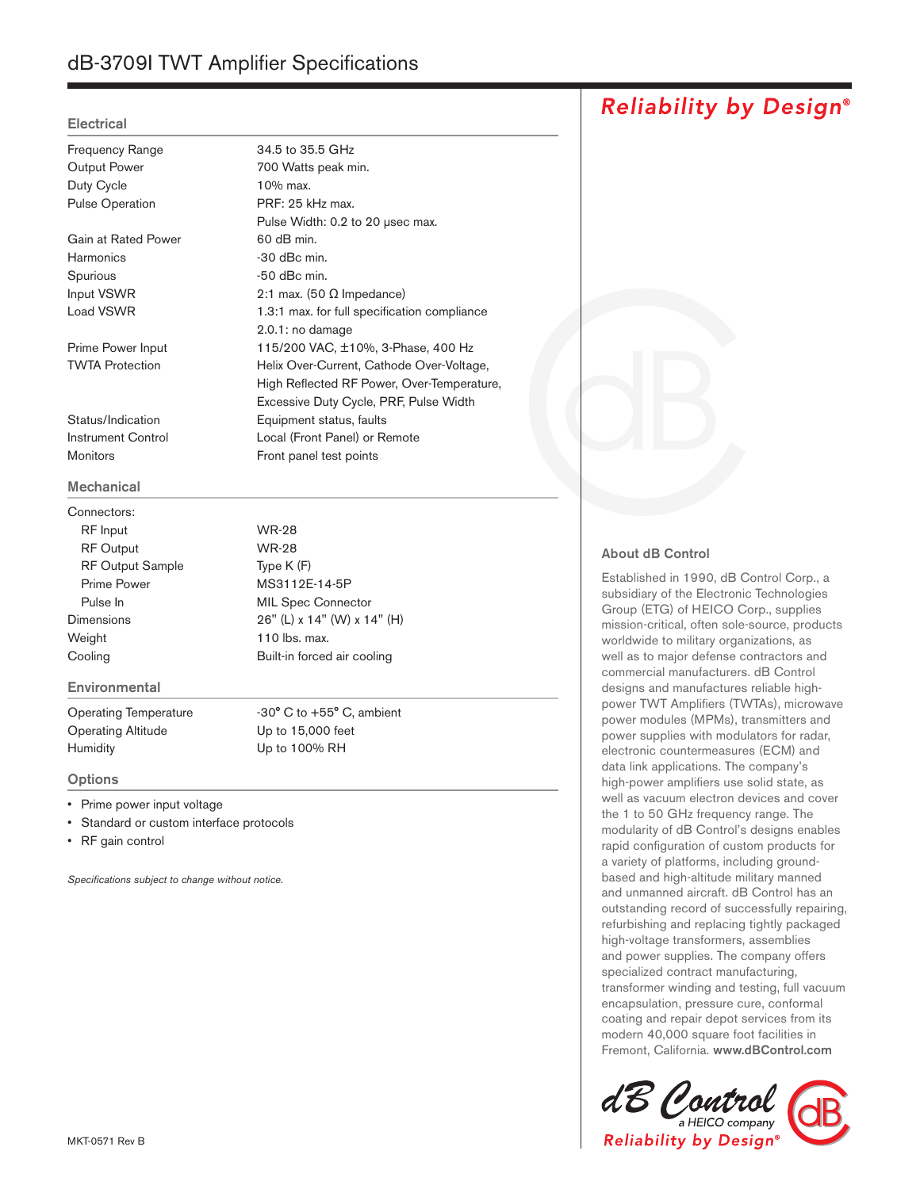# dB-3709I TWT Amplifier Specifications

## Electrical

| | |
|---|---|
| Frequency Range | 34.5 to 35.5 GHz |
| Output Power | 700 Watts peak min. |
| Duty Cycle | 10% max. |
| Pulse Operation | PRF: 25 kHz max.<br>Pulse Width: 0.2 to 20 µsec max. |
| Gain at Rated Power | 60 dB min. |
| Harmonics | -30 dBc min. |
| Spurious | -50 dBc min. |
| Input VSWR | 2:1 max. (50 Ω Impedance) |
| Load VSWR | 1.3:1 max. for full specification compliance<br>2.0.1: no damage |
| Prime Power Input | 115/200 VAC, ±10%, 3-Phase, 400 Hz |
| TWTA Protection | Helix Over-Current, Cathode Over-Voltage, High Reflected RF Power, Over-Temperature, Excessive Duty Cycle, PRF, Pulse Width |
| Status/Indication | Equipment status, faults |
| Instrument Control | Local (Front Panel) or Remote |
| Monitors | Front panel test points |

## Mechanical

| | |
|---|---|
| Connectors: | |
| RF Input | WR-28 |
| RF Output | WR-28 |
| RF Output Sample | Type K (F) |
| Prime Power | MS3112E-14-5P |
| Pulse In | MIL Spec Connector |
| Dimensions | 26" (L) x 14" (W) x 14" (H) |
| Weight | 110 lbs. max. |
| Cooling | Built-in forced air cooling |

## Environmental

| | |
|---|---|
| Operating Temperature | -30° C to +55° C, ambient |
| Operating Altitude | Up to 15,000 feet |
| Humidity | Up to 100% RH |

## Options

- Prime power input voltage
- Standard or custom interface protocols
- RF gain control

*Specifications subject to change without notice.*

MKT-0571 Rev B

*Reliability by Design®*

### About dB Control

Established in 1990, dB Control Corp., a subsidiary of the Electronic Technologies Group (ETG) of HEICO Corp., supplies mission-critical, often sole-source, products worldwide to military organizations, as well as to major defense contractors and commercial manufacturers. dB Control designs and manufactures reliable high-power TWT Amplifiers (TWTAs), microwave power modules (MPMs), transmitters and power supplies with modulators for radar, electronic countermeasures (ECM) and data link applications. The company's high-power amplifiers use solid state, as well as vacuum electron devices and cover the 1 to 50 GHz frequency range. The modularity of dB Control's designs enables rapid configuration of custom products for a variety of platforms, including ground-based and high-altitude military manned and unmanned aircraft. dB Control has an outstanding record of successfully repairing, refurbishing and replacing tightly packaged high-voltage transformers, assemblies and power supplies. The company offers specialized contract manufacturing, transformer winding and testing, full vacuum encapsulation, pressure cure, conformal coating and repair depot services from its modern 40,000 square foot facilities in Fremont, California. **www.dBControl.com**

dB Control
a HEICO company
*Reliability by Design®*